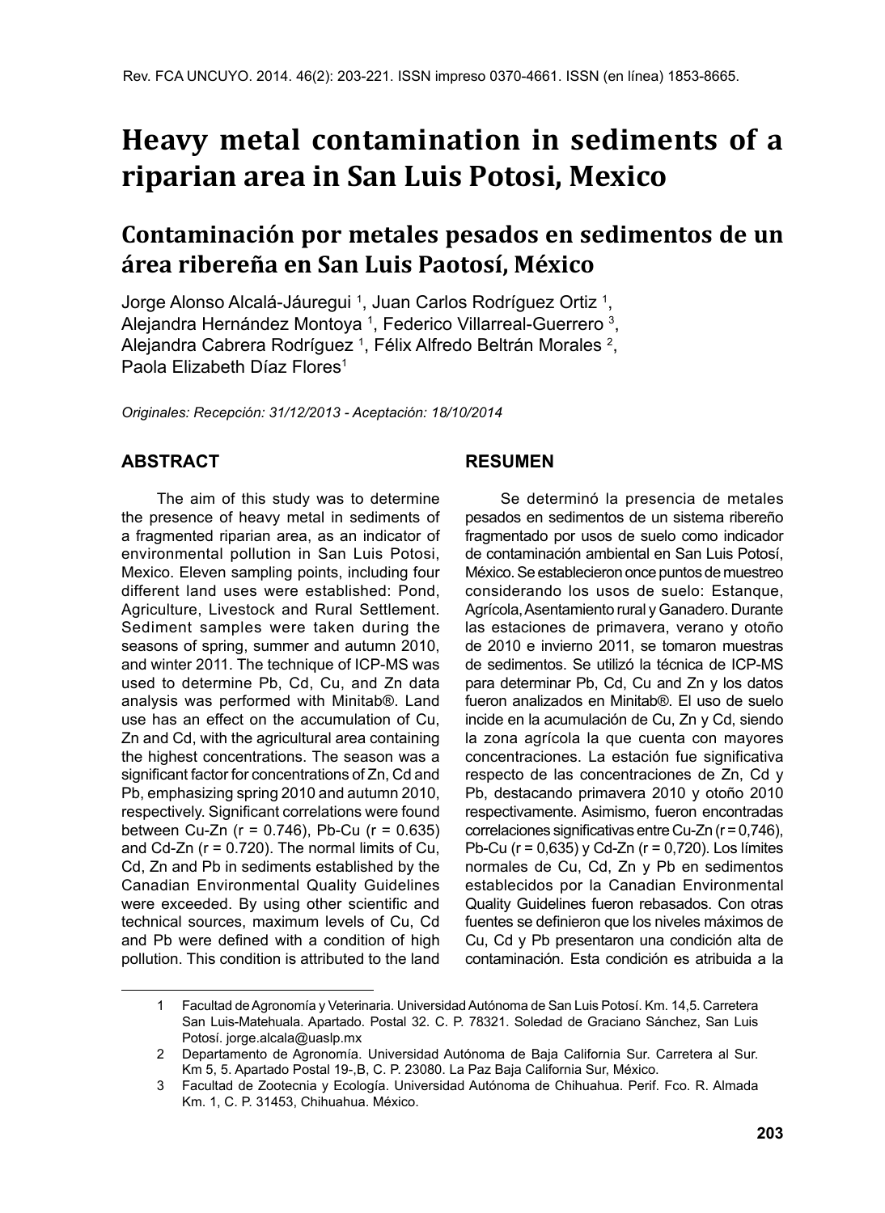# Heavy metal contamination in sediments of a riparian area in San Luis Potosi, Mexico

## Contaminación por metales pesados en sedimentos de un área ribereña en San Luis Paotosí, México

Jorge Alonso Alcalá-Jáuregui [1], Juan Carlos Rodríguez Ortiz [1], Alejandra Hernández Montoya [1], Federico Villarreal-Guerrero [3], Alejandra Cabrera Rodríguez [1], Félix Alfredo Beltrán Morales [2], Paola Elizabeth Díaz Flores[1]

*Originales: Recepción: 31/12/2013 - Aceptación: 18/10/2014*

### ABSTRACT

The aim of this study was to determine the presence of heavy metal in sediments of a fragmented riparian area, as an indicator of environmental pollution in San Luis Potosi, Mexico. Eleven sampling points, including four different land uses were established: Pond, Agriculture, Livestock and Rural Settlement. Sediment samples were taken during the seasons of spring, summer and autumn 2010, and winter 2011. The technique of ICP-MS was used to determine Pb, Cd, Cu, and Zn data analysis was performed with Minitab®. Land use has an effect on the accumulation of Cu, Zn and Cd, with the agricultural area containing the highest concentrations. The season was a significant factor for concentrations of Zn, Cd and Pb, emphasizing spring 2010 and autumn 2010, respectively. Significant correlations were found between Cu-Zn (r = 0.746), Pb-Cu (r = 0.635) and Cd-Zn (r = 0.720). The normal limits of Cu, Cd, Zn and Pb in sediments established by the Canadian Environmental Quality Guidelines were exceeded. By using other scientific and technical sources, maximum levels of Cu, Cd and Pb were defined with a condition of high pollution. This condition is attributed to the land

### RESUMEN

Se determinó la presencia de metales pesados en sedimentos de un sistema ribereño fragmentado por usos de suelo como indicador de contaminación ambiental en San Luis Potosí, México. Se establecieron once puntos de muestreo considerando los usos de suelo: Estanque, Agrícola, Asentamiento rural y Ganadero. Durante las estaciones de primavera, verano y otoño de 2010 e invierno 2011, se tomaron muestras de sedimentos. Se utilizó la técnica de ICP-MS para determinar Pb, Cd, Cu and Zn y los datos fueron analizados en Minitab®. El uso de suelo incide en la acumulación de Cu, Zn y Cd, siendo la zona agrícola la que cuenta con mayores concentraciones. La estación fue significativa respecto de las concentraciones de Zn, Cd y Pb, destacando primavera 2010 y otoño 2010 respectivamente. Asimismo, fueron encontradas correlaciones significativas entre Cu-Zn (r = 0,746), Pb-Cu (r = 0,635) y Cd-Zn (r = 0,720). Los límites normales de Cu, Cd, Zn y Pb en sedimentos establecidos por la Canadian Environmental Quality Guidelines fueron rebasados. Con otras fuentes se definieron que los niveles máximos de Cu, Cd y Pb presentaron una condición alta de contaminación. Esta condición es atribuida a la

---

1 Facultad de Agronomía y Veterinaria. Universidad Autónoma de San Luis Potosí. Km. 14,5. Carretera San Luis-Matehuala. Apartado. Postal 32. C. P. 78321. Soledad de Graciano Sánchez, San Luis Potosí. jorge.alcala@uaslp.mx

2 Departamento de Agronomía. Universidad Autónoma de Baja California Sur. Carretera al Sur. Km 5, 5. Apartado Postal 19-,B, C. P. 23080. La Paz Baja California Sur, México.

3 Facultad de Zootecnia y Ecología. Universidad Autónoma de Chihuahua. Perif. Fco. R. Almada Km. 1, C. P. 31453, Chihuahua. México.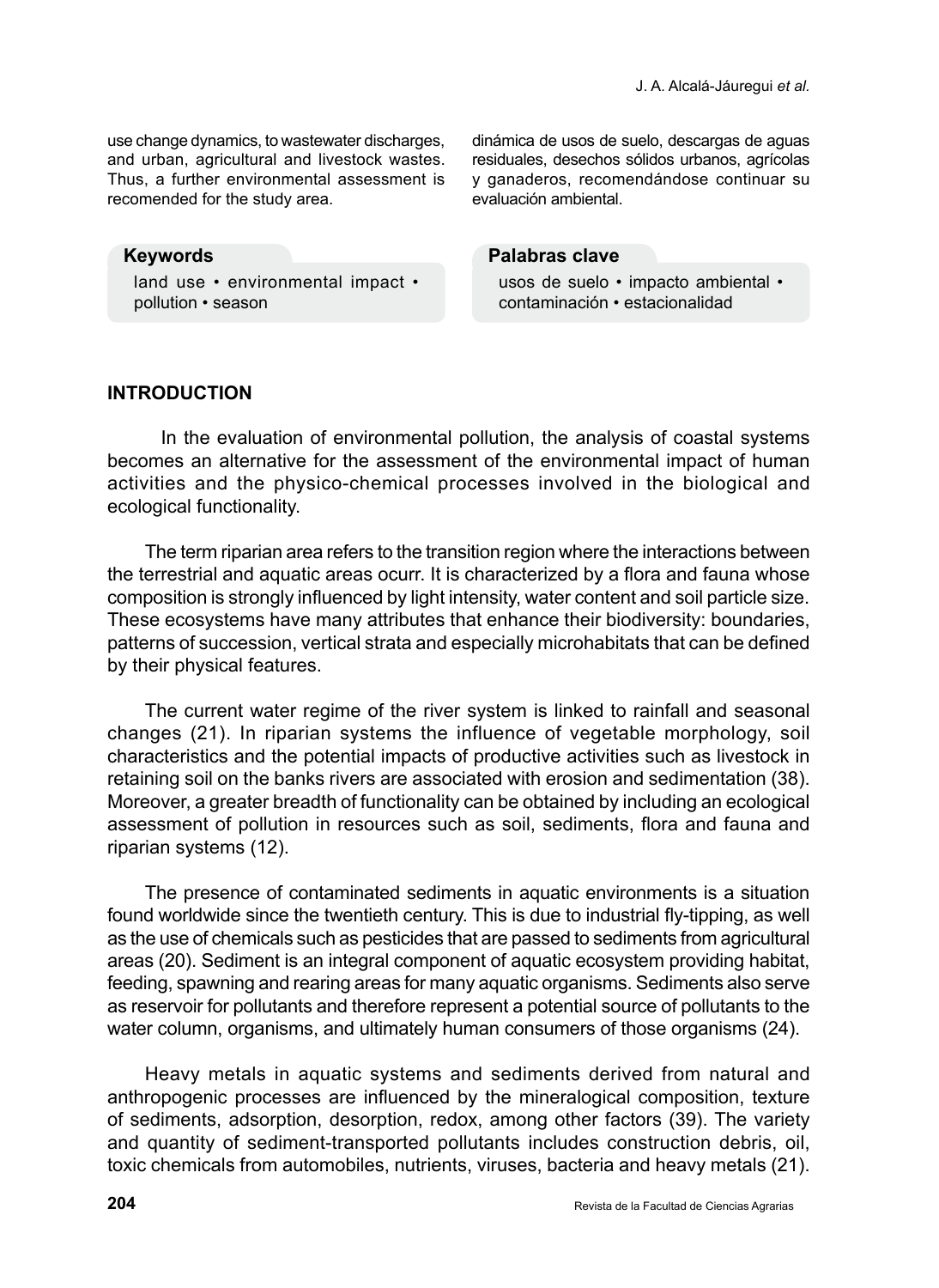use change dynamics, to wastewater discharges, and urban, agricultural and livestock wastes. Thus, a further environmental assessment is recomended for the study area.

dinámica de usos de suelo, descargas de aguas residuales, desechos sólidos urbanos, agrícolas y ganaderos, recomendándose continuar su evaluación ambiental.

**Keywords**

land use • environmental impact • pollution • season

**Palabras clave**

usos de suelo • impacto ambiental • contaminación • estacionalidad

## INTRODUCTION

In the evaluation of environmental pollution, the analysis of coastal systems becomes an alternative for the assessment of the environmental impact of human activities and the physico-chemical processes involved in the biological and ecological functionality.

The term riparian area refers to the transition region where the interactions between the terrestrial and aquatic areas ocurr. It is characterized by a flora and fauna whose composition is strongly influenced by light intensity, water content and soil particle size. These ecosystems have many attributes that enhance their biodiversity: boundaries, patterns of succession, vertical strata and especially microhabitats that can be defined by their physical features.

The current water regime of the river system is linked to rainfall and seasonal changes (21). In riparian systems the influence of vegetable morphology, soil characteristics and the potential impacts of productive activities such as livestock in retaining soil on the banks rivers are associated with erosion and sedimentation (38). Moreover, a greater breadth of functionality can be obtained by including an ecological assessment of pollution in resources such as soil, sediments, flora and fauna and riparian systems (12).

The presence of contaminated sediments in aquatic environments is a situation found worldwide since the twentieth century. This is due to industrial fly-tipping, as well as the use of chemicals such as pesticides that are passed to sediments from agricultural areas (20). Sediment is an integral component of aquatic ecosystem providing habitat, feeding, spawning and rearing areas for many aquatic organisms. Sediments also serve as reservoir for pollutants and therefore represent a potential source of pollutants to the water column, organisms, and ultimately human consumers of those organisms (24).

Heavy metals in aquatic systems and sediments derived from natural and anthropogenic processes are influenced by the mineralogical composition, texture of sediments, adsorption, desorption, redox, among other factors (39). The variety and quantity of sediment-transported pollutants includes construction debris, oil, toxic chemicals from automobiles, nutrients, viruses, bacteria and heavy metals (21).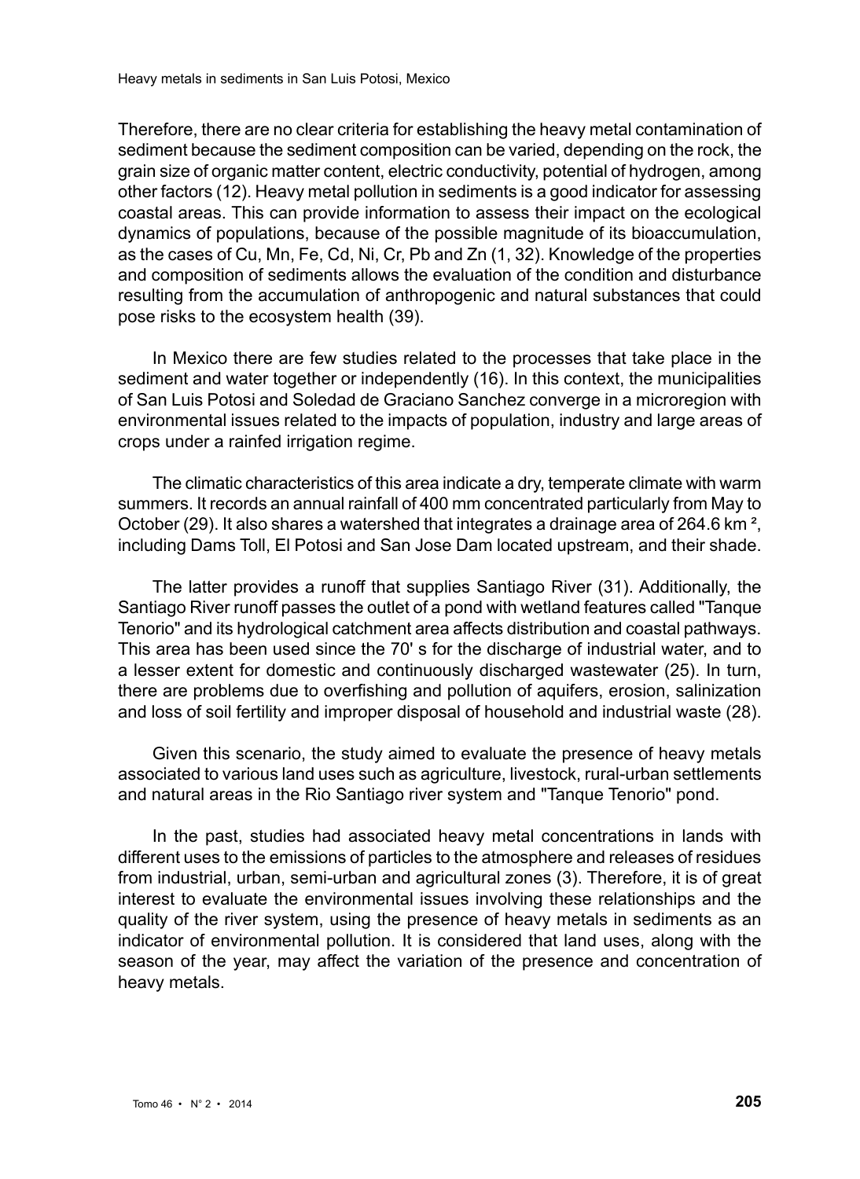Therefore, there are no clear criteria for establishing the heavy metal contamination of sediment because the sediment composition can be varied, depending on the rock, the grain size of organic matter content, electric conductivity, potential of hydrogen, among other factors (12). Heavy metal pollution in sediments is a good indicator for assessing coastal areas. This can provide information to assess their impact on the ecological dynamics of populations, because of the possible magnitude of its bioaccumulation, as the cases of Cu, Mn, Fe, Cd, Ni, Cr, Pb and Zn (1, 32). Knowledge of the properties and composition of sediments allows the evaluation of the condition and disturbance resulting from the accumulation of anthropogenic and natural substances that could pose risks to the ecosystem health (39).

In Mexico there are few studies related to the processes that take place in the sediment and water together or independently (16). In this context, the municipalities of San Luis Potosi and Soledad de Graciano Sanchez converge in a microregion with environmental issues related to the impacts of population, industry and large areas of crops under a rainfed irrigation regime.

The climatic characteristics of this area indicate a dry, temperate climate with warm summers. It records an annual rainfall of 400 mm concentrated particularly from May to October (29). It also shares a watershed that integrates a drainage area of 264.6 km $^2$, including Dams Toll, El Potosi and San Jose Dam located upstream, and their shade.

The latter provides a runoff that supplies Santiago River (31). Additionally, the Santiago River runoff passes the outlet of a pond with wetland features called "Tanque Tenorio" and its hydrological catchment area affects distribution and coastal pathways. This area has been used since the 70' s for the discharge of industrial water, and to a lesser extent for domestic and continuously discharged wastewater (25). In turn, there are problems due to overfishing and pollution of aquifers, erosion, salinization and loss of soil fertility and improper disposal of household and industrial waste (28).

Given this scenario, the study aimed to evaluate the presence of heavy metals associated to various land uses such as agriculture, livestock, rural-urban settlements and natural areas in the Rio Santiago river system and "Tanque Tenorio" pond.

In the past, studies had associated heavy metal concentrations in lands with different uses to the emissions of particles to the atmosphere and releases of residues from industrial, urban, semi-urban and agricultural zones (3). Therefore, it is of great interest to evaluate the environmental issues involving these relationships and the quality of the river system, using the presence of heavy metals in sediments as an indicator of environmental pollution. It is considered that land uses, along with the season of the year, may affect the variation of the presence and concentration of heavy metals.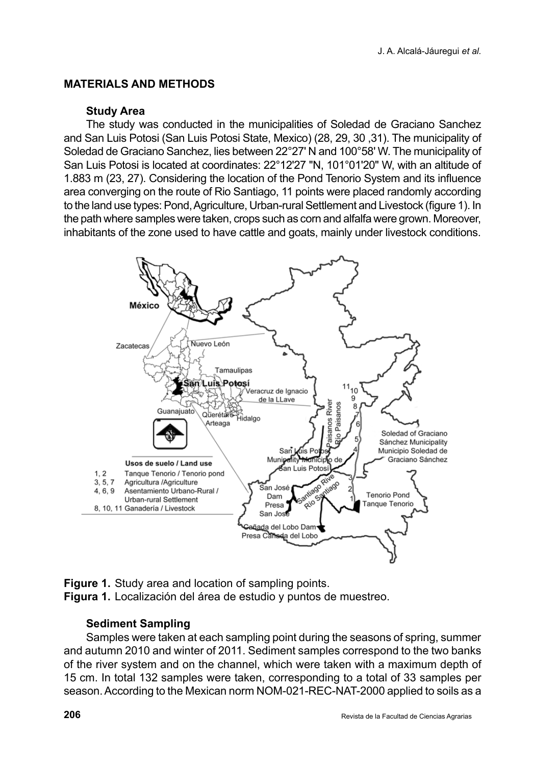## MATERIALS AND METHODS

### Study Area

The study was conducted in the municipalities of Soledad de Graciano Sanchez and San Luis Potosi (San Luis Potosi State, Mexico) (28, 29, 30 ,31). The municipality of Soledad de Graciano Sanchez, lies between 22°27' N and 100°58' W. The municipality of San Luis Potosi is located at coordinates: 22°12'27 "N, 101°01'20" W, with an altitude of 1.883 m (23, 27). Considering the location of the Pond Tenorio System and its influence area converging on the route of Rio Santiago, 11 points were placed randomly according to the land use types: Pond, Agriculture, Urban-rural Settlement and Livestock (figure 1). In the path where samples were taken, crops such as corn and alfalfa were grown. Moreover, inhabitants of the zone used to have cattle and goats, mainly under livestock conditions.

**Figure 1.** Study area and location of sampling points.
**Figura 1.** Localización del área de estudio y puntos de muestreo.

### Sediment Sampling

Samples were taken at each sampling point during the seasons of spring, summer and autumn 2010 and winter of 2011. Sediment samples correspond to the two banks of the river system and on the channel, which were taken with a maximum depth of 15 cm. In total 132 samples were taken, corresponding to a total of 33 samples per season. According to the Mexican norm NOM-021-REC-NAT-2000 applied to soils as a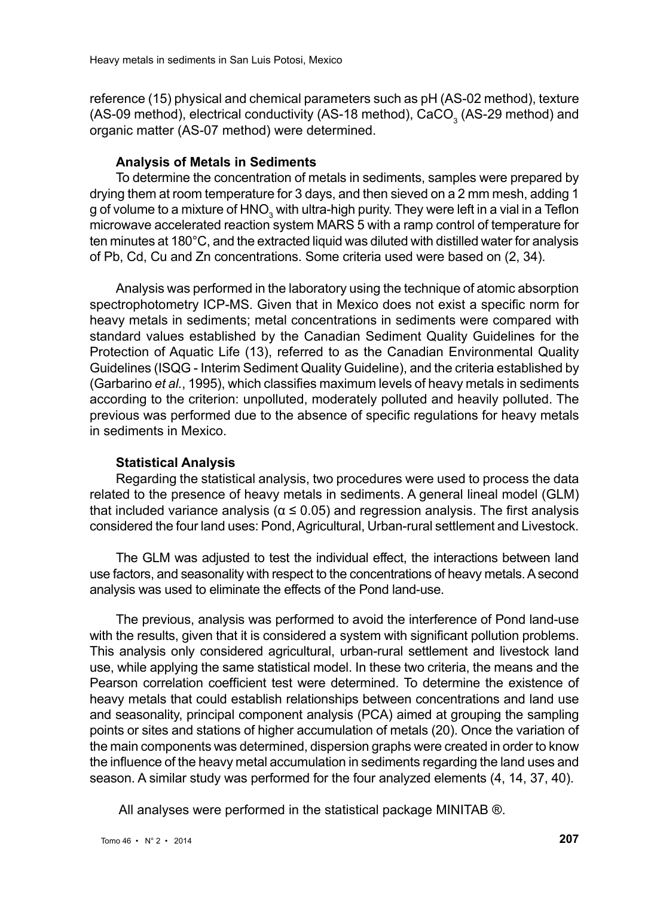reference (15) physical and chemical parameters such as pH (AS-02 method), texture (AS-09 method), electrical conductivity (AS-18 method), $CaCO_3$ (AS-29 method) and organic matter (AS-07 method) were determined.

### Analysis of Metals in Sediments

To determine the concentration of metals in sediments, samples were prepared by drying them at room temperature for 3 days, and then sieved on a 2 mm mesh, adding 1 g of volume to a mixture of $HNO_3$ with ultra-high purity. They were left in a vial in a Teflon microwave accelerated reaction system MARS 5 with a ramp control of temperature for ten minutes at 180°C, and the extracted liquid was diluted with distilled water for analysis of Pb, Cd, Cu and Zn concentrations. Some criteria used were based on (2, 34).

Analysis was performed in the laboratory using the technique of atomic absorption spectrophotometry ICP-MS. Given that in Mexico does not exist a specific norm for heavy metals in sediments; metal concentrations in sediments were compared with standard values established by the Canadian Sediment Quality Guidelines for the Protection of Aquatic Life (13), referred to as the Canadian Environmental Quality Guidelines (ISQG - Interim Sediment Quality Guideline), and the criteria established by (Garbarino *et al.*, 1995), which classifies maximum levels of heavy metals in sediments according to the criterion: unpolluted, moderately polluted and heavily polluted. The previous was performed due to the absence of specific regulations for heavy metals in sediments in Mexico.

### Statistical Analysis

Regarding the statistical analysis, two procedures were used to process the data related to the presence of heavy metals in sediments. A general lineal model (GLM) that included variance analysis ($\alpha \leq 0.05$) and regression analysis. The first analysis considered the four land uses: Pond, Agricultural, Urban-rural settlement and Livestock.

The GLM was adjusted to test the individual effect, the interactions between land use factors, and seasonality with respect to the concentrations of heavy metals. A second analysis was used to eliminate the effects of the Pond land-use.

The previous, analysis was performed to avoid the interference of Pond land-use with the results, given that it is considered a system with significant pollution problems. This analysis only considered agricultural, urban-rural settlement and livestock land use, while applying the same statistical model. In these two criteria, the means and the Pearson correlation coefficient test were determined. To determine the existence of heavy metals that could establish relationships between concentrations and land use and seasonality, principal component analysis (PCA) aimed at grouping the sampling points or sites and stations of higher accumulation of metals (20). Once the variation of the main components was determined, dispersion graphs were created in order to know the influence of the heavy metal accumulation in sediments regarding the land uses and season. A similar study was performed for the four analyzed elements (4, 14, 37, 40).

All analyses were performed in the statistical package MINITAB ®.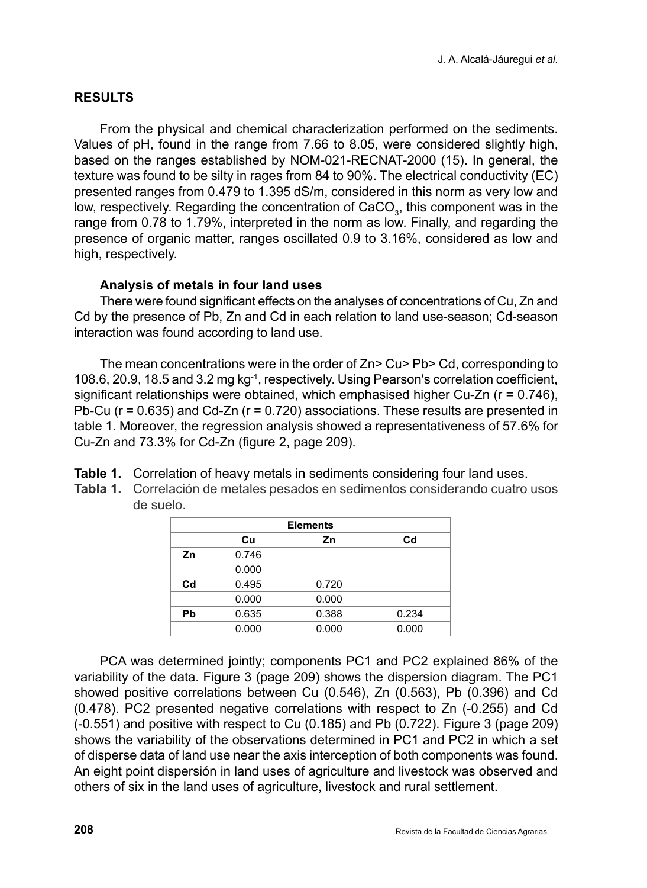## RESULTS

From the physical and chemical characterization performed on the sediments. Values of pH, found in the range from 7.66 to 8.05, were considered slightly high, based on the ranges established by NOM-021-RECNAT-2000 (15). In general, the texture was found to be silty in rages from 84 to 90%. The electrical conductivity (EC) presented ranges from 0.479 to 1.395 dS/m, considered in this norm as very low and low, respectively. Regarding the concentration of $CaCO_3$, this component was in the range from 0.78 to 1.79%, interpreted in the norm as low. Finally, and regarding the presence of organic matter, ranges oscillated 0.9 to 3.16%, considered as low and high, respectively.

### Analysis of metals in four land uses

There were found significant effects on the analyses of concentrations of Cu, Zn and Cd by the presence of Pb, Zn and Cd in each relation to land use-season; Cd-season interaction was found according to land use.

The mean concentrations were in the order of Zn> Cu> Pb> Cd, corresponding to 108.6, 20.9, 18.5 and 3.2 mg kg$^{-1}$, respectively. Using Pearson's correlation coefficient, significant relationships were obtained, which emphasised higher Cu-Zn ($r = 0.746$), Pb-Cu ($r = 0.635$) and Cd-Zn ($r = 0.720$) associations. These results are presented in table 1. Moreover, the regression analysis showed a representativeness of 57.6% for Cu-Zn and 73.3% for Cd-Zn (figure 2, page 209).

**Table 1.** Correlation of heavy metals in sediments considering four land uses.
**Tabla 1.** Correlación de metales pesados en sedimentos considerando cuatro usos de suelo.

| Elements | | | |
|---|---|---|---|
| | Cu | Zn | Cd |
| Zn | 0.746 | | |
| | 0.000 | | |
| Cd | 0.495 | 0.720 | |
| | 0.000 | 0.000 | |
| Pb | 0.635 | 0.388 | 0.234 |
| | 0.000 | 0.000 | 0.000 |

PCA was determined jointly; components PC1 and PC2 explained 86% of the variability of the data. Figure 3 (page 209) shows the dispersion diagram. The PC1 showed positive correlations between Cu (0.546), Zn (0.563), Pb (0.396) and Cd (0.478). PC2 presented negative correlations with respect to Zn (-0.255) and Cd (-0.551) and positive with respect to Cu (0.185) and Pb (0.722). Figure 3 (page 209) shows the variability of the observations determined in PC1 and PC2 in which a set of disperse data of land use near the axis interception of both components was found. An eight point dispersión in land uses of agriculture and livestock was observed and others of six in the land uses of agriculture, livestock and rural settlement.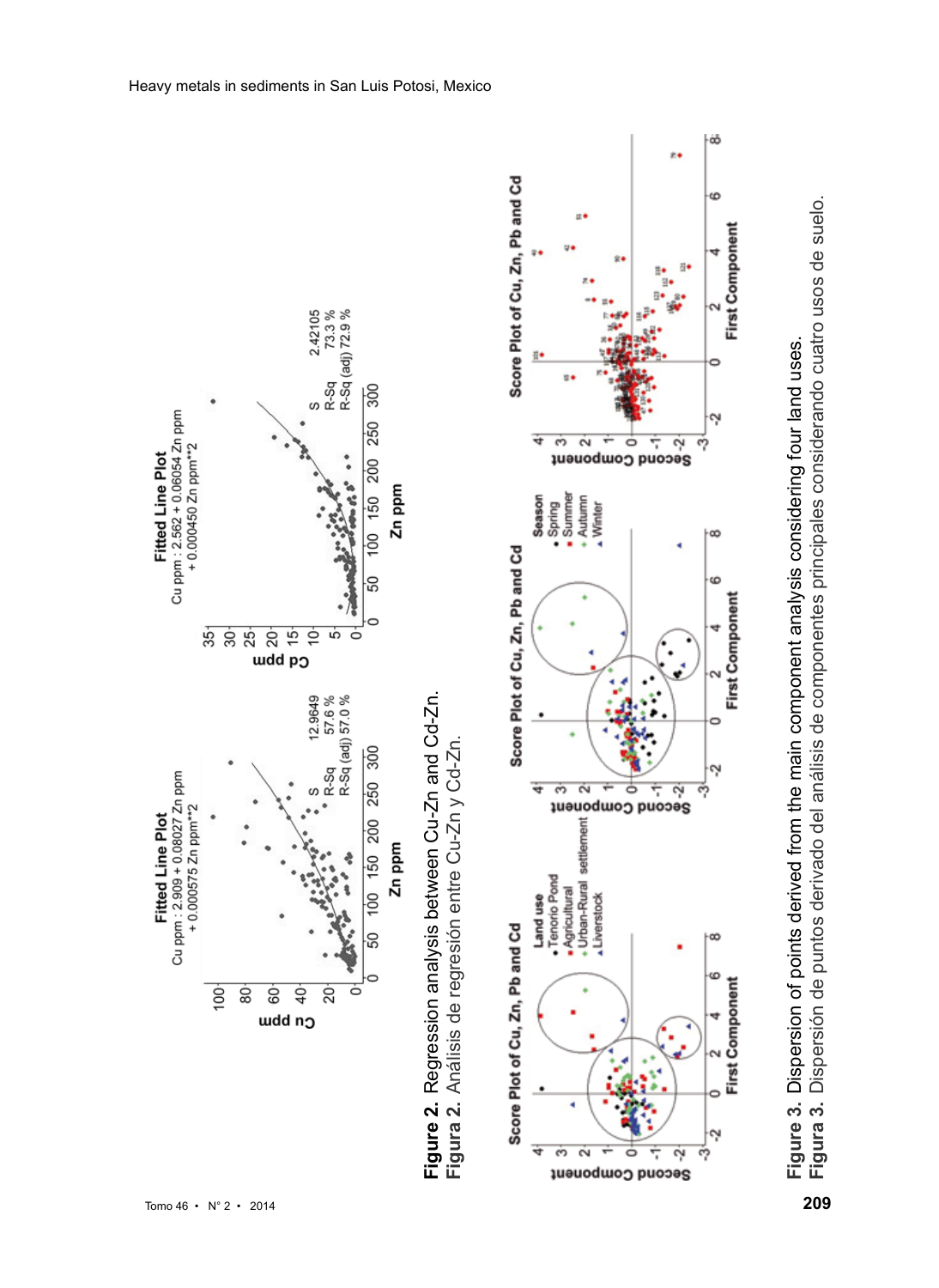**Figure 2.** Regression analysis between Cu-Zn and Cd-Zn.
**Figura 2.** Análisis de regresión entre Cu-Zn y Cd-Zn.

**Figure 3.** Dispersion of points derived from the main component analysis considering four land uses.
**Figura 3.** Dispersión de puntos derivado del análisis de componentes principales considerando cuatro usos de suelo.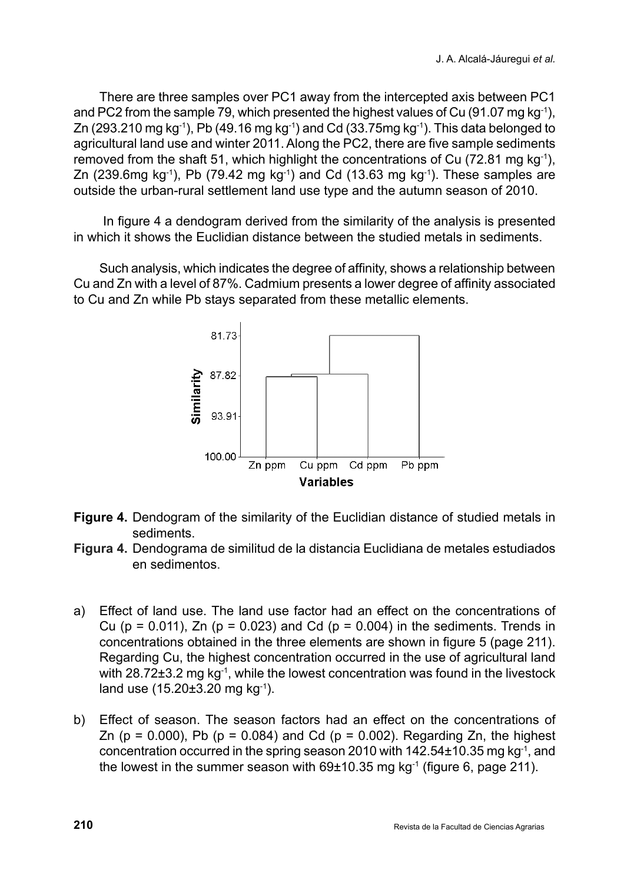There are three samples over PC1 away from the intercepted axis between PC1 and PC2 from the sample 79, which presented the highest values of Cu (91.07 mg $kg^{-1}$), Zn (293.210 mg $kg^{-1}$), Pb (49.16 mg $kg^{-1}$) and Cd (33.75mg $kg^{-1}$). This data belonged to agricultural land use and winter 2011. Along the PC2, there are five sample sediments removed from the shaft 51, which highlight the concentrations of Cu (72.81 mg $kg^{-1}$), Zn (239.6mg $kg^{-1}$), Pb (79.42 mg $kg^{-1}$) and Cd (13.63 mg $kg^{-1}$). These samples are outside the urban-rural settlement land use type and the autumn season of 2010.

In figure 4 a dendogram derived from the similarity of the analysis is presented in which it shows the Euclidian distance between the studied metals in sediments.

Such analysis, which indicates the degree of affinity, shows a relationship between Cu and Zn with a level of 87%. Cadmium presents a lower degree of affinity associated to Cu and Zn while Pb stays separated from these metallic elements.

Similarity
81.73
87.82
93.91
100.00
Zn ppm
Cu ppm
Cd ppm
Pb ppm
Variables

**Figure 4.** Dendogram of the similarity of the Euclidian distance of studied metals in sediments.

**Figura 4.** Dendograma de similitud de la distancia Euclidiana de metales estudiados en sedimentos.

a) Effect of land use. The land use factor had an effect on the concentrations of Cu ($p = 0.011$), Zn ($p = 0.023$) and Cd ($p = 0.004$) in the sediments. Trends in concentrations obtained in the three elements are shown in figure 5 (page 211). Regarding Cu, the highest concentration occurred in the use of agricultural land with 28.72±3.2 mg $kg^{-1}$, while the lowest concentration was found in the livestock land use (15.20±3.20 mg $kg^{-1}$).

b) Effect of season. The season factors had an effect on the concentrations of Zn ($p = 0.000$), Pb ($p = 0.084$) and Cd ($p = 0.002$). Regarding Zn, the highest concentration occurred in the spring season 2010 with 142.54±10.35 mg $kg^{-1}$, and the lowest in the summer season with 69±10.35 mg $kg^{-1}$ (figure 6, page 211).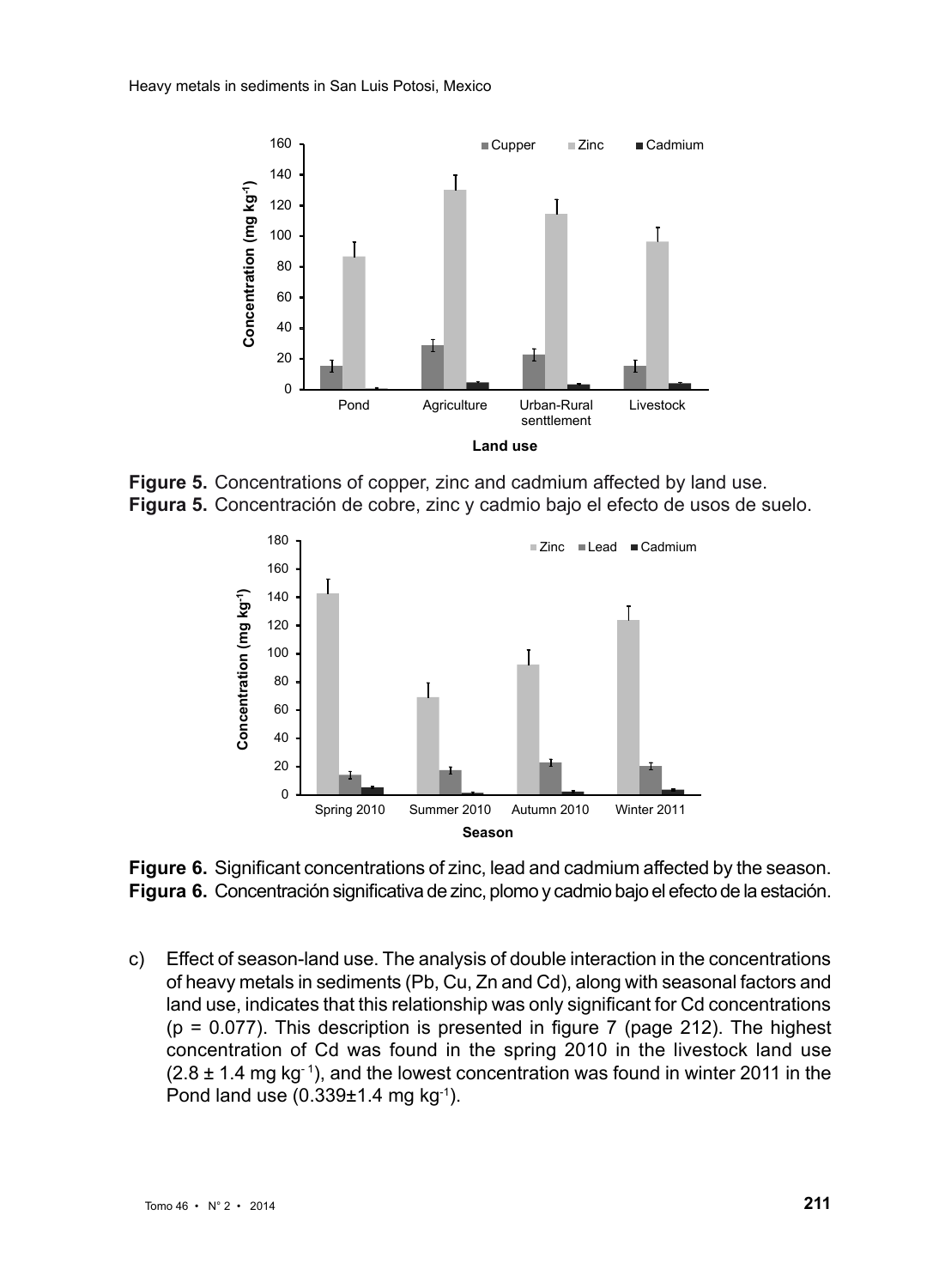160
140
120
100
80
60
40
20
0

Cupper Zinc Cadmium

Concentration (mg $kg^{-1}$)

Pond
Agriculture
Urban-Rural senttlement
Livestock

Land use

**Figure 5.** Concentrations of copper, zinc and cadmium affected by land use.
**Figura 5.** Concentración de cobre, zinc y cadmio bajo el efecto de usos de suelo.

180
160
140
120
100
80
60
40
20
0

Zinc Lead Cadmium

Concentration (mg $kg^{-1}$)

Spring 2010
Summer 2010
Autumn 2010
Winter 2011

Season

**Figure 6.** Significant concentrations of zinc, lead and cadmium affected by the season.
**Figura 6.** Concentración significativa de zinc, plomo y cadmio bajo el efecto de la estación.

c) Effect of season-land use. The analysis of double interaction in the concentrations of heavy metals in sediments (Pb, Cu, Zn and Cd), along with seasonal factors and land use, indicates that this relationship was only significant for Cd concentrations ($p = 0.077$). This description is presented in figure 7 (page 212). The highest concentration of Cd was found in the spring 2010 in the livestock land use ($2.8 \pm 1.4$ mg $kg^{-1}$), and the lowest concentration was found in winter 2011 in the Pond land use ($0.339 \pm 1.4$ mg $kg^{-1}$).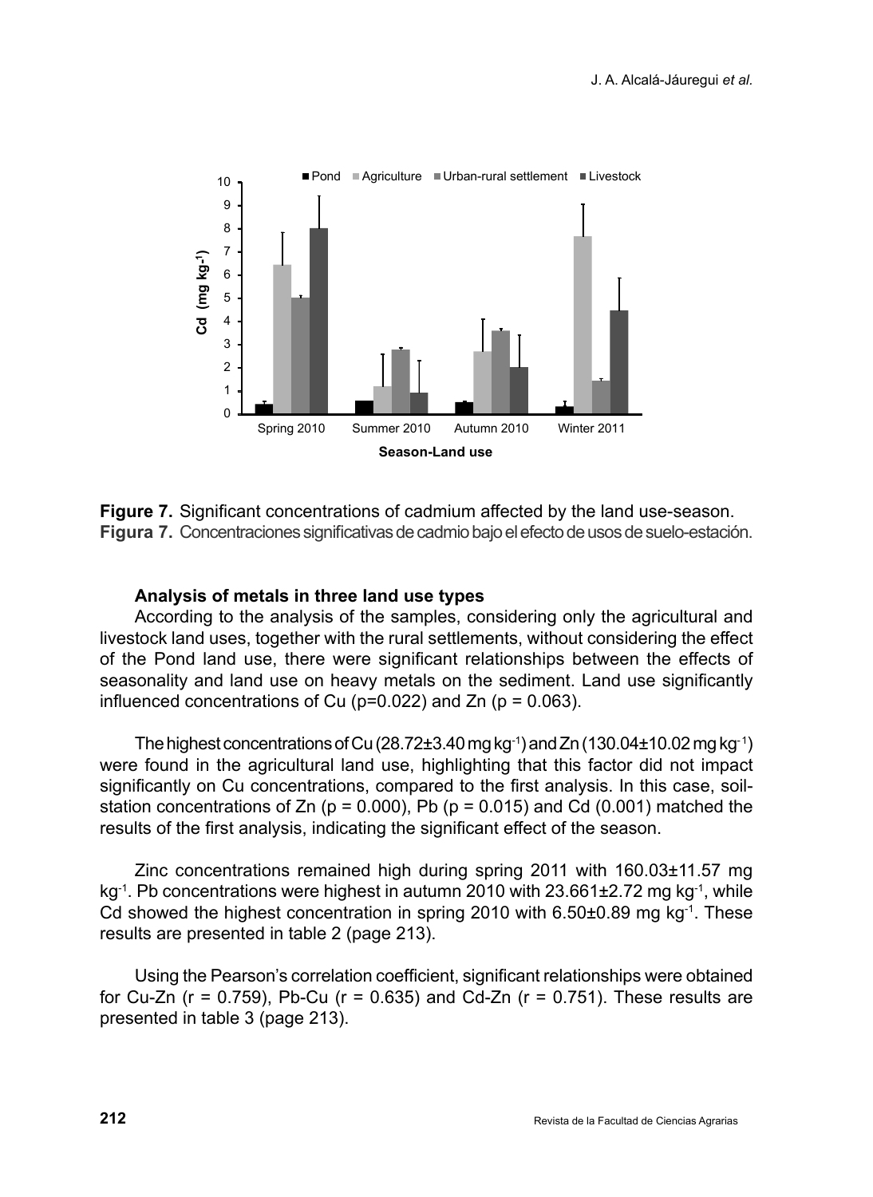Pond   Agriculture   Urban-rural settlement   Livestock

10
9
8
7
6
5
4
3
2
1
0

Cd (mg kg-1)

Spring 2010   Summer 2010   Autumn 2010   Winter 2011

Season-Land use

**Figure 7.** Significant concentrations of cadmium affected by the land use-season.
**Figura 7.** Concentraciones significativas de cadmio bajo el efecto de usos de suelo-estación.

### Analysis of metals in three land use types

According to the analysis of the samples, considering only the agricultural and livestock land uses, together with the rural settlements, without considering the effect of the Pond land use, there were significant relationships between the effects of seasonality and land use on heavy metals on the sediment. Land use significantly influenced concentrations of Cu ($p=0.022$) and Zn ($p = 0.063$).

The highest concentrations of Cu ($28.72\pm3.40$ mg kg$^{-1}$) and Zn ($130.04\pm10.02$ mg kg$^{-1}$) were found in the agricultural land use, highlighting that this factor did not impact significantly on Cu concentrations, compared to the first analysis. In this case, soil-station concentrations of Zn ($p = 0.000$), Pb ($p = 0.015$) and Cd (0.001) matched the results of the first analysis, indicating the significant effect of the season.

Zinc concentrations remained high during spring 2011 with $160.03\pm11.57$ mg kg$^{-1}$. Pb concentrations were highest in autumn 2010 with $23.661\pm2.72$ mg kg$^{-1}$, while Cd showed the highest concentration in spring 2010 with $6.50\pm0.89$ mg kg$^{-1}$. These results are presented in table 2 (page 213).

Using the Pearson's correlation coefficient, significant relationships were obtained for Cu-Zn ($r = 0.759$), Pb-Cu ($r = 0.635$) and Cd-Zn ($r = 0.751$). These results are presented in table 3 (page 213).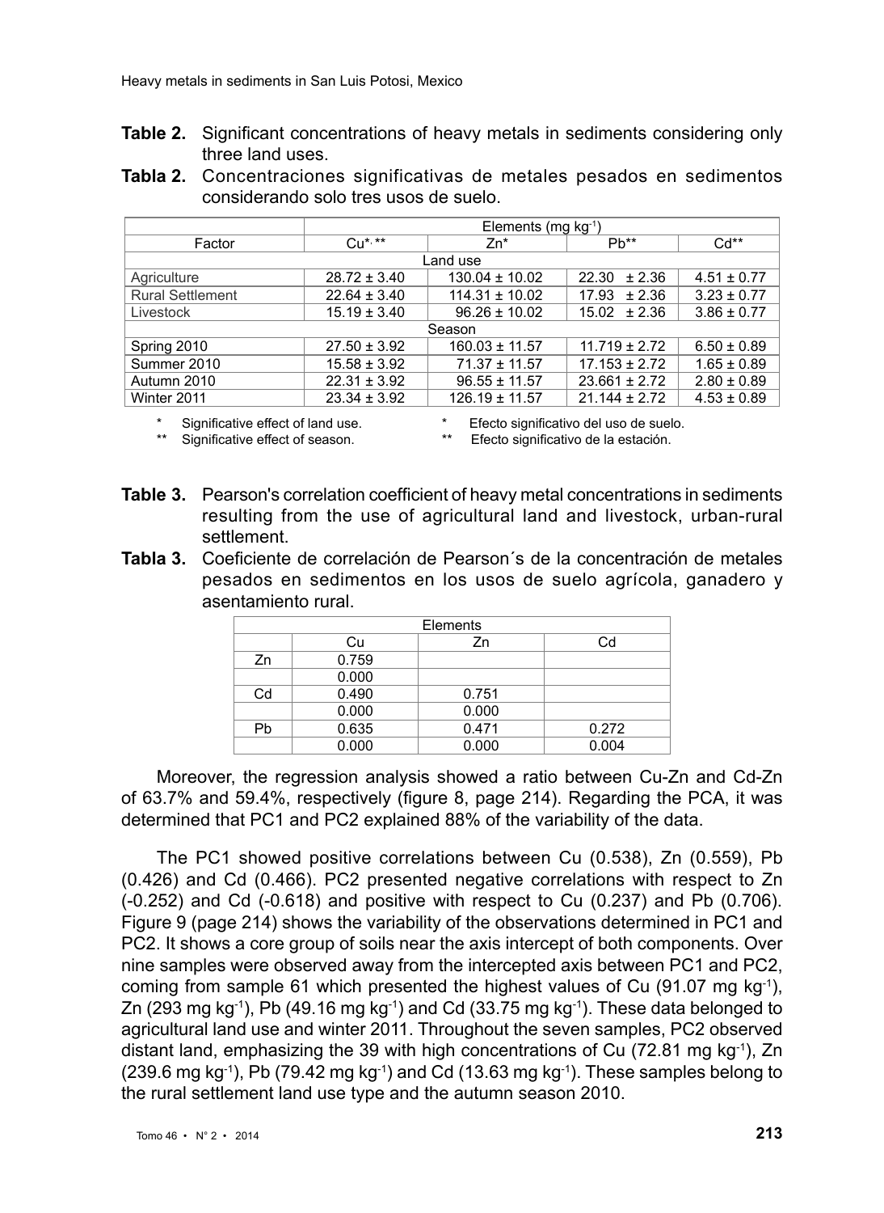**Table 2.** Significant concentrations of heavy metals in sediments considering only three land uses.

**Tabla 2.** Concentraciones significativas de metales pesados en sedimentos considerando solo tres usos de suelo.

| | Elements (mg kg$^{-1}$) | | | |
|---|---|---|---|---|
| Factor | Cu*, ** | Zn* | Pb** | Cd** |
| | Land use | | | |
| Agriculture | 28.72 ± 3.40 | 130.04 ± 10.02 | 22.30 ± 2.36 | 4.51 ± 0.77 |
| Rural Settlement | 22.64 ± 3.40 | 114.31 ± 10.02 | 17.93 ± 2.36 | 3.23 ± 0.77 |
| Livestock | 15.19 ± 3.40 | 96.26 ± 10.02 | 15.02 ± 2.36 | 3.86 ± 0.77 |
| | Season | | | |
| Spring 2010 | 27.50 ± 3.92 | 160.03 ± 11.57 | 11.719 ± 2.72 | 6.50 ± 0.89 |
| Summer 2010 | 15.58 ± 3.92 | 71.37 ± 11.57 | 17.153 ± 2.72 | 1.65 ± 0.89 |
| Autumn 2010 | 22.31 ± 3.92 | 96.55 ± 11.57 | 23.661 ± 2.72 | 2.80 ± 0.89 |
| Winter 2011 | 23.34 ± 3.92 | 126.19 ± 11.57 | 21.144 ± 2.72 | 4.53 ± 0.89 |

\* Significative effect of land use.
\*\* Significative effect of season.

\* Efecto significativo del uso de suelo.
\*\* Efecto significativo de la estación.

**Table 3.** Pearson's correlation coefficient of heavy metal concentrations in sediments resulting from the use of agricultural land and livestock, urban-rural settlement.

**Tabla 3.** Coeficiente de correlación de Pearson´s de la concentración de metales pesados en sedimentos en los usos de suelo agrícola, ganadero y asentamiento rural.

| | Elements | | |
|---|---|---|---|
| | Cu | Zn | Cd |
| Zn | 0.759 | | |
| | 0.000 | | |
| Cd | 0.490 | 0.751 | |
| | 0.000 | 0.000 | |
| Pb | 0.635 | 0.471 | 0.272 |
| | 0.000 | 0.000 | 0.004 |

Moreover, the regression analysis showed a ratio between Cu-Zn and Cd-Zn of 63.7% and 59.4%, respectively (figure 8, page 214). Regarding the PCA, it was determined that PC1 and PC2 explained 88% of the variability of the data.

The PC1 showed positive correlations between Cu (0.538), Zn (0.559), Pb (0.426) and Cd (0.466). PC2 presented negative correlations with respect to Zn (-0.252) and Cd (-0.618) and positive with respect to Cu (0.237) and Pb (0.706). Figure 9 (page 214) shows the variability of the observations determined in PC1 and PC2. It shows a core group of soils near the axis intercept of both components. Over nine samples were observed away from the intercepted axis between PC1 and PC2, coming from sample 61 which presented the highest values of Cu (91.07 mg kg$^{-1}$), Zn (293 mg kg$^{-1}$), Pb (49.16 mg kg$^{-1}$) and Cd (33.75 mg kg$^{-1}$). These data belonged to agricultural land use and winter 2011. Throughout the seven samples, PC2 observed distant land, emphasizing the 39 with high concentrations of Cu (72.81 mg kg$^{-1}$), Zn (239.6 mg kg$^{-1}$), Pb (79.42 mg kg$^{-1}$) and Cd (13.63 mg kg$^{-1}$). These samples belong to the rural settlement land use type and the autumn season 2010.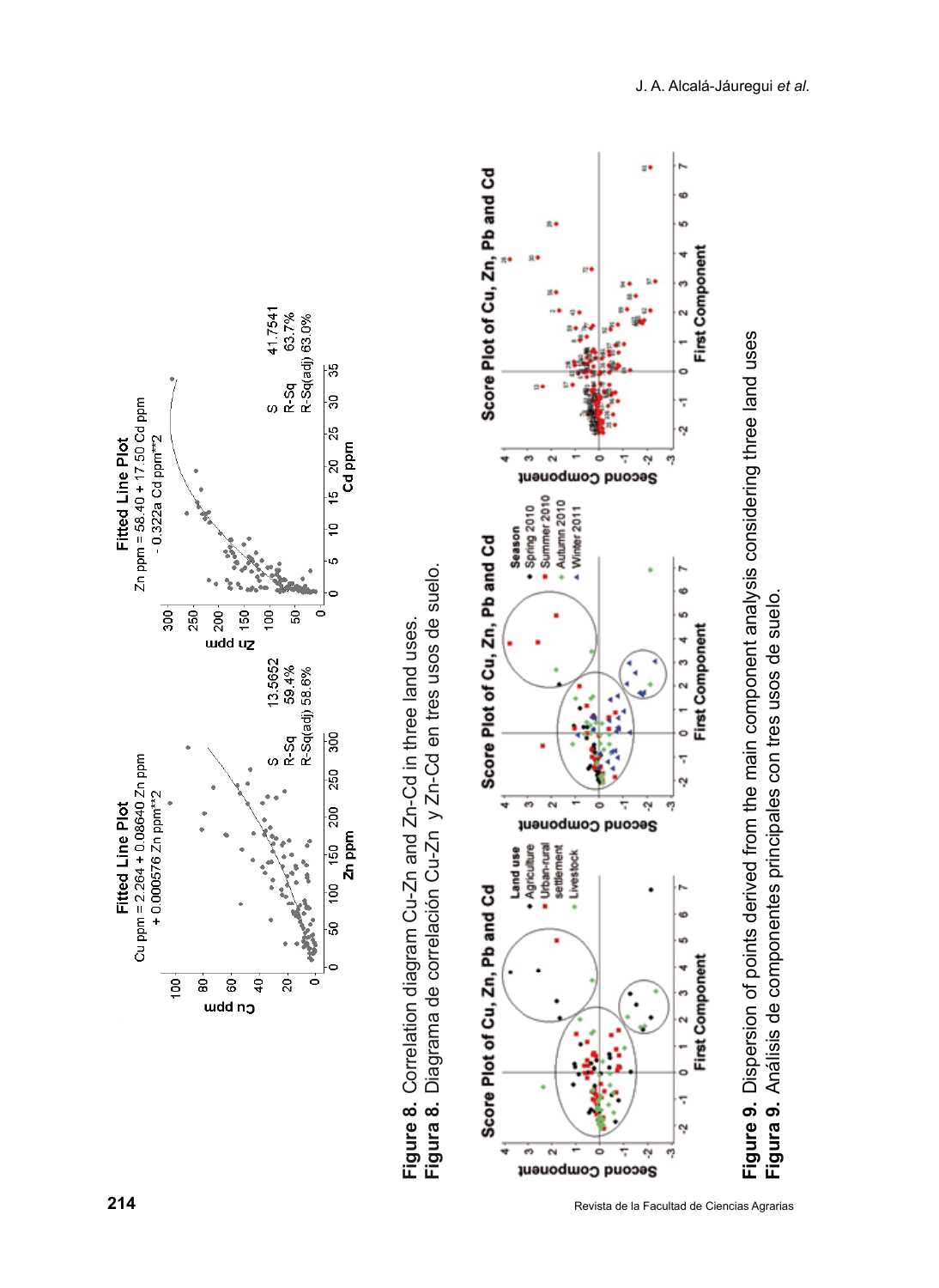Fitted Line Plot

Cu ppm = 2.264 + 0.08640 Zn ppm + 0.000576 Zn ppm**2

S 13.5652
R-Sq 59.4%
R-Sq(adj) 58.6%

Cu ppm

Zn ppm

Fitted Line Plot

Zn ppm = 58.40 + 17.50 Cd ppm - 0.322a Cd ppm**2

S 41.7541
R-Sq 63.7%
R-Sq(adj) 63.0%

Zn ppm

Cd ppm

**Figure 8.** Correlation diagram Cu-Zn and Zn-Cd in three land uses.
**Figura 8.** Diagrama de correlación Cu-Zn y Zn-Cd en tres usos de suelo.

Score Plot of Cu, Zn, Pb and Cd

Land use
Agriculture
Urban-rural settlement
Livestock

Second Component

First Component

Score Plot of Cu, Zn, Pb and Cd

Season
Spring 2010
Summer 2010
Autumn 2010
Winter 2011

Second Component

First Component

Score Plot of Cu, Zn, Pb and Cd

Second Component

First Component

**Figure 9.** Dispersion of points derived from the main component analysis considering three land uses
**Figura 9.** Análisis de componentes principales con tres usos de suelo.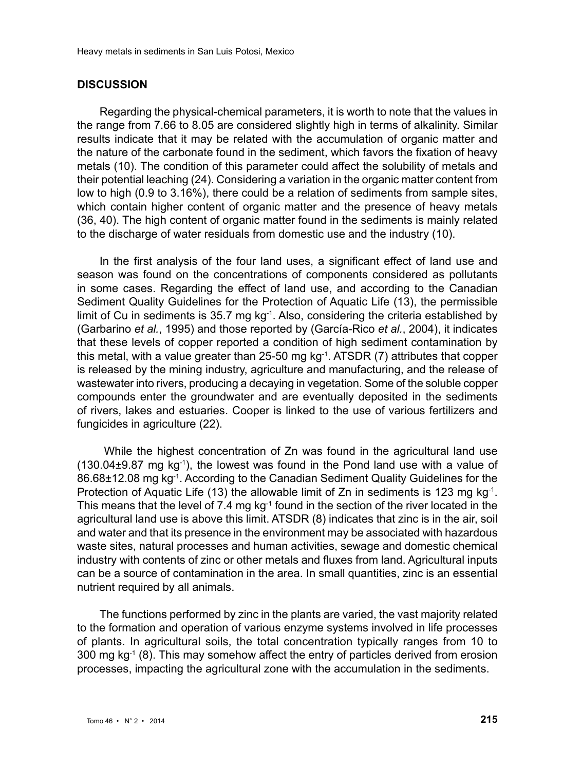## DISCUSSION

Regarding the physical-chemical parameters, it is worth to note that the values in the range from 7.66 to 8.05 are considered slightly high in terms of alkalinity. Similar results indicate that it may be related with the accumulation of organic matter and the nature of the carbonate found in the sediment, which favors the fixation of heavy metals (10). The condition of this parameter could affect the solubility of metals and their potential leaching (24). Considering a variation in the organic matter content from low to high (0.9 to 3.16%), there could be a relation of sediments from sample sites, which contain higher content of organic matter and the presence of heavy metals (36, 40). The high content of organic matter found in the sediments is mainly related to the discharge of water residuals from domestic use and the industry (10).

In the first analysis of the four land uses, a significant effect of land use and season was found on the concentrations of components considered as pollutants in some cases. Regarding the effect of land use, and according to the Canadian Sediment Quality Guidelines for the Protection of Aquatic Life (13), the permissible limit of Cu in sediments is 35.7 mg $kg^{-1}$. Also, considering the criteria established by (Garbarino *et al.*, 1995) and those reported by (García-Rico *et al.*, 2004), it indicates that these levels of copper reported a condition of high sediment contamination by this metal, with a value greater than 25-50 mg $kg^{-1}$. ATSDR (7) attributes that copper is released by the mining industry, agriculture and manufacturing, and the release of wastewater into rivers, producing a decaying in vegetation. Some of the soluble copper compounds enter the groundwater and are eventually deposited in the sediments of rivers, lakes and estuaries. Cooper is linked to the use of various fertilizers and fungicides in agriculture (22).

While the highest concentration of Zn was found in the agricultural land use (130.04±9.87 mg $kg^{-1}$), the lowest was found in the Pond land use with a value of 86.68±12.08 mg $kg^{-1}$. According to the Canadian Sediment Quality Guidelines for the Protection of Aquatic Life (13) the allowable limit of Zn in sediments is 123 mg $kg^{-1}$. This means that the level of 7.4 mg $kg^{-1}$ found in the section of the river located in the agricultural land use is above this limit. ATSDR (8) indicates that zinc is in the air, soil and water and that its presence in the environment may be associated with hazardous waste sites, natural processes and human activities, sewage and domestic chemical industry with contents of zinc or other metals and fluxes from land. Agricultural inputs can be a source of contamination in the area. In small quantities, zinc is an essential nutrient required by all animals.

The functions performed by zinc in the plants are varied, the vast majority related to the formation and operation of various enzyme systems involved in life processes of plants. In agricultural soils, the total concentration typically ranges from 10 to 300 mg $kg^{-1}$ (8). This may somehow affect the entry of particles derived from erosion processes, impacting the agricultural zone with the accumulation in the sediments.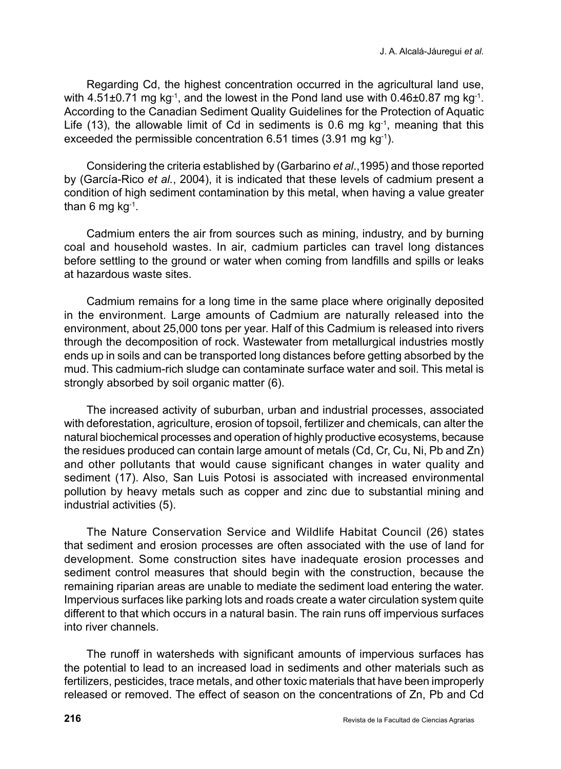Regarding Cd, the highest concentration occurred in the agricultural land use, with 4.51±0.71 mg $kg^{-1}$, and the lowest in the Pond land use with 0.46±0.87 mg $kg^{-1}$. According to the Canadian Sediment Quality Guidelines for the Protection of Aquatic Life (13), the allowable limit of Cd in sediments is 0.6 mg $kg^{-1}$, meaning that this exceeded the permissible concentration 6.51 times (3.91 mg $kg^{-1}$).

Considering the criteria established by (Garbarino *et al*.,1995) and those reported by (García-Rico *et al.*, 2004), it is indicated that these levels of cadmium present a condition of high sediment contamination by this metal, when having a value greater than 6 mg $kg^{-1}$.

Cadmium enters the air from sources such as mining, industry, and by burning coal and household wastes. In air, cadmium particles can travel long distances before settling to the ground or water when coming from landfills and spills or leaks at hazardous waste sites.

Cadmium remains for a long time in the same place where originally deposited in the environment. Large amounts of Cadmium are naturally released into the environment, about 25,000 tons per year. Half of this Cadmium is released into rivers through the decomposition of rock. Wastewater from metallurgical industries mostly ends up in soils and can be transported long distances before getting absorbed by the mud. This cadmium-rich sludge can contaminate surface water and soil. This metal is strongly absorbed by soil organic matter (6).

The increased activity of suburban, urban and industrial processes, associated with deforestation, agriculture, erosion of topsoil, fertilizer and chemicals, can alter the natural biochemical processes and operation of highly productive ecosystems, because the residues produced can contain large amount of metals (Cd, Cr, Cu, Ni, Pb and Zn) and other pollutants that would cause significant changes in water quality and sediment (17). Also, San Luis Potosi is associated with increased environmental pollution by heavy metals such as copper and zinc due to substantial mining and industrial activities (5).

The Nature Conservation Service and Wildlife Habitat Council (26) states that sediment and erosion processes are often associated with the use of land for development. Some construction sites have inadequate erosion processes and sediment control measures that should begin with the construction, because the remaining riparian areas are unable to mediate the sediment load entering the water. Impervious surfaces like parking lots and roads create a water circulation system quite different to that which occurs in a natural basin. The rain runs off impervious surfaces into river channels.

The runoff in watersheds with significant amounts of impervious surfaces has the potential to lead to an increased load in sediments and other materials such as fertilizers, pesticides, trace metals, and other toxic materials that have been improperly released or removed. The effect of season on the concentrations of Zn, Pb and Cd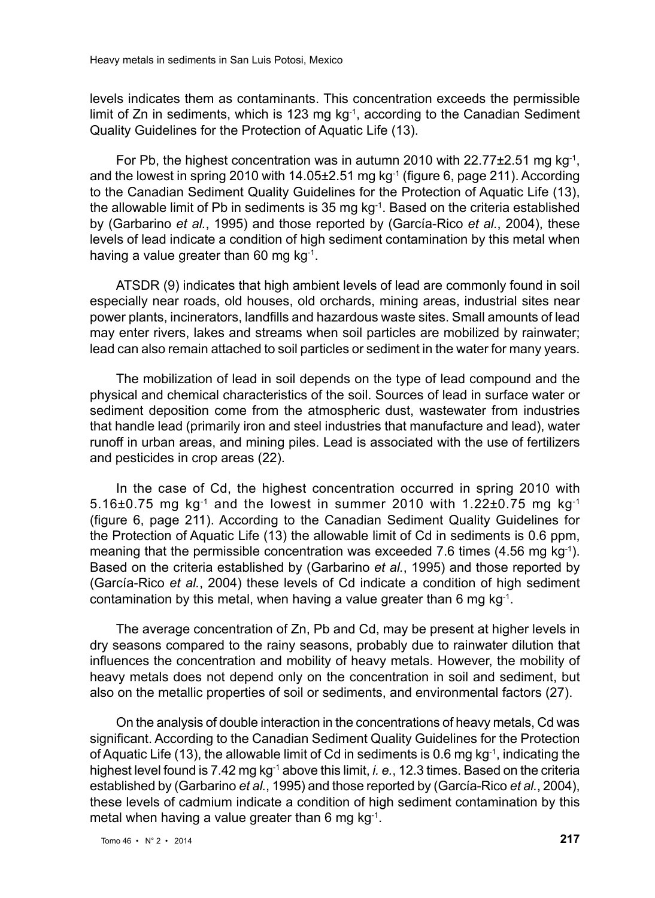levels indicates them as contaminants. This concentration exceeds the permissible limit of Zn in sediments, which is 123 mg $kg^{-1}$, according to the Canadian Sediment Quality Guidelines for the Protection of Aquatic Life (13).

For Pb, the highest concentration was in autumn 2010 with 22.77±2.51 mg $kg^{-1}$, and the lowest in spring 2010 with 14.05±2.51 mg $kg^{-1}$ (figure 6, page 211). According to the Canadian Sediment Quality Guidelines for the Protection of Aquatic Life (13), the allowable limit of Pb in sediments is 35 mg $kg^{-1}$. Based on the criteria established by (Garbarino *et al.*, 1995) and those reported by (García-Rico *et al.*, 2004), these levels of lead indicate a condition of high sediment contamination by this metal when having a value greater than 60 mg $kg^{-1}$.

ATSDR (9) indicates that high ambient levels of lead are commonly found in soil especially near roads, old houses, old orchards, mining areas, industrial sites near power plants, incinerators, landfills and hazardous waste sites. Small amounts of lead may enter rivers, lakes and streams when soil particles are mobilized by rainwater; lead can also remain attached to soil particles or sediment in the water for many years.

The mobilization of lead in soil depends on the type of lead compound and the physical and chemical characteristics of the soil. Sources of lead in surface water or sediment deposition come from the atmospheric dust, wastewater from industries that handle lead (primarily iron and steel industries that manufacture and lead), water runoff in urban areas, and mining piles. Lead is associated with the use of fertilizers and pesticides in crop areas (22).

In the case of Cd, the highest concentration occurred in spring 2010 with 5.16±0.75 mg $kg^{-1}$ and the lowest in summer 2010 with 1.22±0.75 mg $kg^{-1}$ (figure 6, page 211). According to the Canadian Sediment Quality Guidelines for the Protection of Aquatic Life (13) the allowable limit of Cd in sediments is 0.6 ppm, meaning that the permissible concentration was exceeded 7.6 times (4.56 mg $kg^{-1}$). Based on the criteria established by (Garbarino *et al.*, 1995) and those reported by (García-Rico *et al.*, 2004) these levels of Cd indicate a condition of high sediment contamination by this metal, when having a value greater than 6 mg $kg^{-1}$.

The average concentration of Zn, Pb and Cd, may be present at higher levels in dry seasons compared to the rainy seasons, probably due to rainwater dilution that influences the concentration and mobility of heavy metals. However, the mobility of heavy metals does not depend only on the concentration in soil and sediment, but also on the metallic properties of soil or sediments, and environmental factors (27).

On the analysis of double interaction in the concentrations of heavy metals, Cd was significant. According to the Canadian Sediment Quality Guidelines for the Protection of Aquatic Life (13), the allowable limit of Cd in sediments is 0.6 mg $kg^{-1}$, indicating the highest level found is 7.42 mg $kg^{-1}$ above this limit, *i. e.*, 12.3 times. Based on the criteria established by (Garbarino *et al.*, 1995) and those reported by (García-Rico *et al.*, 2004), these levels of cadmium indicate a condition of high sediment contamination by this metal when having a value greater than 6 mg $kg^{-1}$.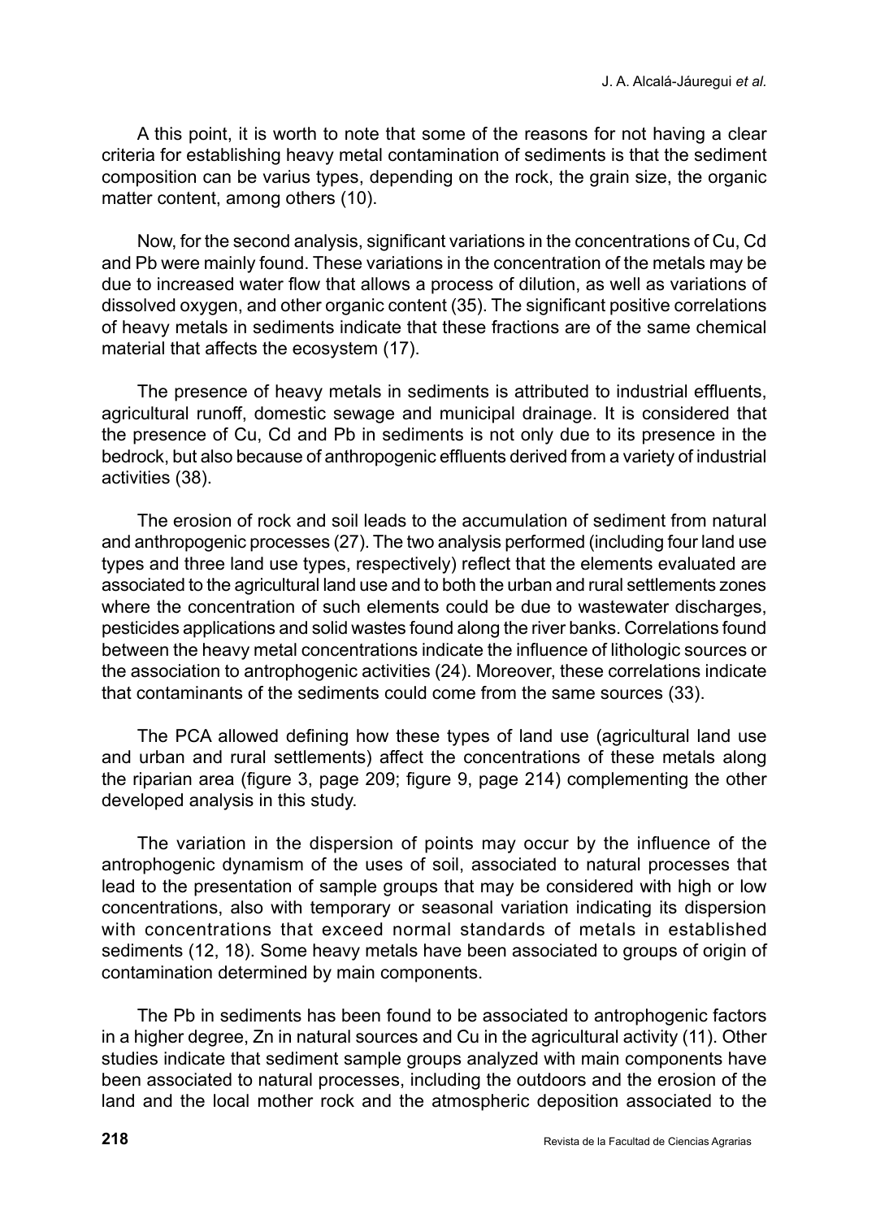A this point, it is worth to note that some of the reasons for not having a clear criteria for establishing heavy metal contamination of sediments is that the sediment composition can be varius types, depending on the rock, the grain size, the organic matter content, among others (10).

Now, for the second analysis, significant variations in the concentrations of Cu, Cd and Pb were mainly found. These variations in the concentration of the metals may be due to increased water flow that allows a process of dilution, as well as variations of dissolved oxygen, and other organic content (35). The significant positive correlations of heavy metals in sediments indicate that these fractions are of the same chemical material that affects the ecosystem (17).

The presence of heavy metals in sediments is attributed to industrial effluents, agricultural runoff, domestic sewage and municipal drainage. It is considered that the presence of Cu, Cd and Pb in sediments is not only due to its presence in the bedrock, but also because of anthropogenic effluents derived from a variety of industrial activities (38).

The erosion of rock and soil leads to the accumulation of sediment from natural and anthropogenic processes (27). The two analysis performed (including four land use types and three land use types, respectively) reflect that the elements evaluated are associated to the agricultural land use and to both the urban and rural settlements zones where the concentration of such elements could be due to wastewater discharges, pesticides applications and solid wastes found along the river banks. Correlations found between the heavy metal concentrations indicate the influence of lithologic sources or the association to antrophogenic activities (24). Moreover, these correlations indicate that contaminants of the sediments could come from the same sources (33).

The PCA allowed defining how these types of land use (agricultural land use and urban and rural settlements) affect the concentrations of these metals along the riparian area (figure 3, page 209; figure 9, page 214) complementing the other developed analysis in this study.

The variation in the dispersion of points may occur by the influence of the antrophogenic dynamism of the uses of soil, associated to natural processes that lead to the presentation of sample groups that may be considered with high or low concentrations, also with temporary or seasonal variation indicating its dispersion with concentrations that exceed normal standards of metals in established sediments (12, 18). Some heavy metals have been associated to groups of origin of contamination determined by main components.

The Pb in sediments has been found to be associated to antrophogenic factors in a higher degree, Zn in natural sources and Cu in the agricultural activity (11). Other studies indicate that sediment sample groups analyzed with main components have been associated to natural processes, including the outdoors and the erosion of the land and the local mother rock and the atmospheric deposition associated to the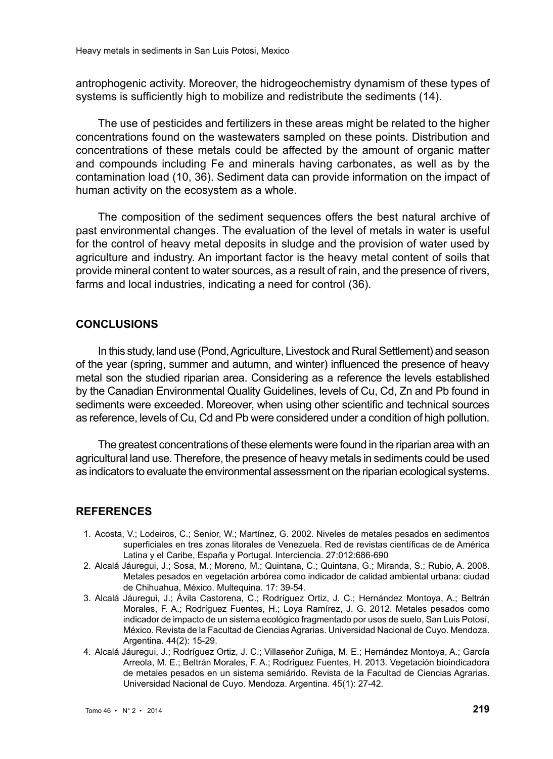antrophogenic activity. Moreover, the hidrogeochemistry dynamism of these types of systems is sufficiently high to mobilize and redistribute the sediments (14).

The use of pesticides and fertilizers in these areas might be related to the higher concentrations found on the wastewaters sampled on these points. Distribution and concentrations of these metals could be affected by the amount of organic matter and compounds including Fe and minerals having carbonates, as well as by the contamination load (10, 36). Sediment data can provide information on the impact of human activity on the ecosystem as a whole.

The composition of the sediment sequences offers the best natural archive of past environmental changes. The evaluation of the level of metals in water is useful for the control of heavy metal deposits in sludge and the provision of water used by agriculture and industry. An important factor is the heavy metal content of soils that provide mineral content to water sources, as a result of rain, and the presence of rivers, farms and local industries, indicating a need for control (36).

## CONCLUSIONS

In this study, land use (Pond, Agriculture, Livestock and Rural Settlement) and season of the year (spring, summer and autumn, and winter) influenced the presence of heavy metal son the studied riparian area. Considering as a reference the levels established by the Canadian Environmental Quality Guidelines, levels of Cu, Cd, Zn and Pb found in sediments were exceeded. Moreover, when using other scientific and technical sources as reference, levels of Cu, Cd and Pb were considered under a condition of high pollution.

The greatest concentrations of these elements were found in the riparian area with an agricultural land use. Therefore, the presence of heavy metals in sediments could be used as indicators to evaluate the environmental assessment on the riparian ecological systems.

## REFERENCES

1. Acosta, V.; Lodeiros, C.; Senior, W.; Martínez, G. 2002. Niveles de metales pesados en sedimentos superficiales en tres zonas litorales de Venezuela. Red de revistas científicas de de América Latina y el Caribe, España y Portugal. Interciencia. 27:012:686-690
2. Alcalá Jáuregui, J.; Sosa, M.; Moreno, M.; Quintana, C.; Quintana, G.; Miranda, S.; Rubio, A. 2008. Metales pesados en vegetación arbórea como indicador de calidad ambiental urbana: ciudad de Chihuahua, México. Multequina. 17: 39-54.
3. Alcalá Jáuregui, J.; Ávila Castorena, C.; Rodríguez Ortiz, J. C.; Hernández Montoya, A.; Beltrán Morales, F. A.; Rodríguez Fuentes, H.; Loya Ramírez, J. G. 2012. Metales pesados como indicador de impacto de un sistema ecológico fragmentado por usos de suelo, San Luis Potosí, México. Revista de la Facultad de Ciencias Agrarias. Universidad Nacional de Cuyo. Mendoza. Argentina. 44(2): 15-29.
4. Alcalá Jáuregui, J.; Rodríguez Ortiz, J. C.; Villaseñor Zuñiga, M. E.; Hernández Montoya, A.; García Arreola, M. E.; Beltrán Morales, F. A.; Rodríguez Fuentes, H. 2013. Vegetación bioindicadora de metales pesados en un sistema semiárido. Revista de la Facultad de Ciencias Agrarias. Universidad Nacional de Cuyo. Mendoza. Argentina. 45(1): 27-42.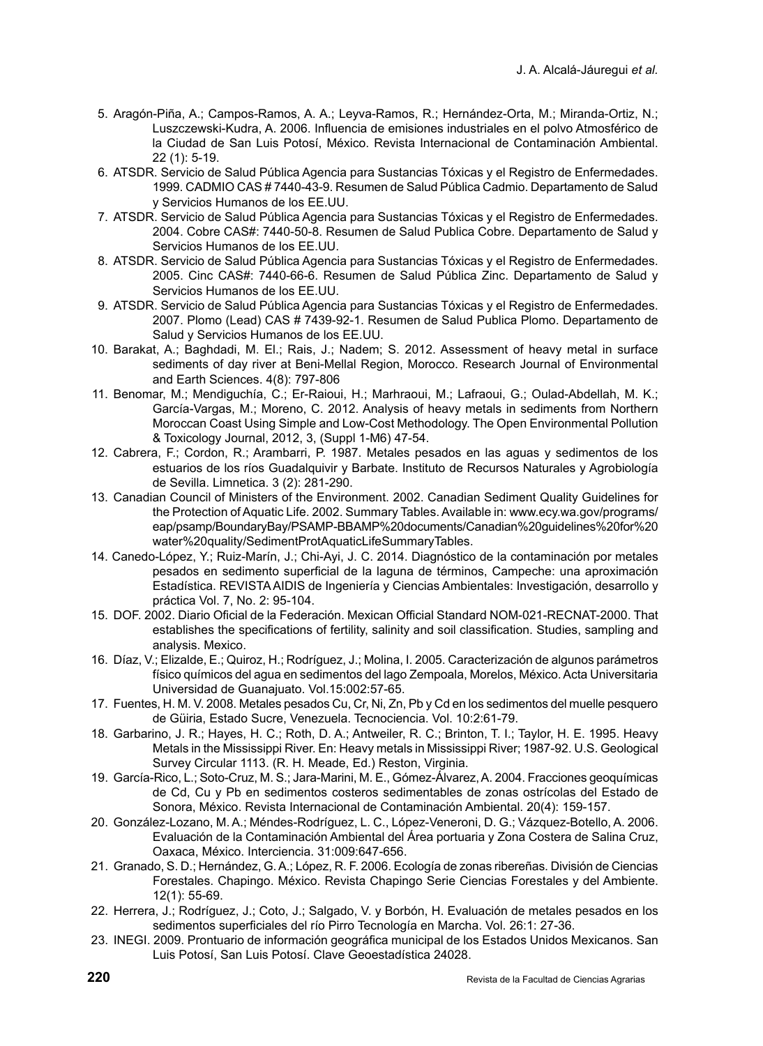5. Aragón-Piña, A.; Campos-Ramos, A. A.; Leyva-Ramos, R.; Hernández-Orta, M.; Miranda-Ortiz, N.; Luszczewski-Kudra, A. 2006. Influencia de emisiones industriales en el polvo Atmosférico de la Ciudad de San Luis Potosí, México. Revista Internacional de Contaminación Ambiental. 22 (1): 5-19.
6. ATSDR. Servicio de Salud Pública Agencia para Sustancias Tóxicas y el Registro de Enfermedades. 1999. CADMIO CAS # 7440-43-9. Resumen de Salud Pública Cadmio. Departamento de Salud y Servicios Humanos de los EE.UU.
7. ATSDR. Servicio de Salud Pública Agencia para Sustancias Tóxicas y el Registro de Enfermedades. 2004. Cobre CAS#: 7440-50-8. Resumen de Salud Publica Cobre. Departamento de Salud y Servicios Humanos de los EE.UU.
8. ATSDR. Servicio de Salud Pública Agencia para Sustancias Tóxicas y el Registro de Enfermedades. 2005. Cinc CAS#: 7440-66-6. Resumen de Salud Pública Zinc. Departamento de Salud y Servicios Humanos de los EE.UU.
9. ATSDR. Servicio de Salud Pública Agencia para Sustancias Tóxicas y el Registro de Enfermedades. 2007. Plomo (Lead) CAS # 7439-92-1. Resumen de Salud Publica Plomo. Departamento de Salud y Servicios Humanos de los EE.UU.
10. Barakat, A.; Baghdadi, M. El.; Rais, J.; Nadem; S. 2012. Assessment of heavy metal in surface sediments of day river at Beni-Mellal Region, Morocco. Research Journal of Environmental and Earth Sciences. 4(8): 797-806
11. Benomar, M.; Mendiguchía, C.; Er-Raioui, H.; Marhraoui, M.; Lafraoui, G.; Oulad-Abdellah, M. K.; García-Vargas, M.; Moreno, C. 2012. Analysis of heavy metals in sediments from Northern Moroccan Coast Using Simple and Low-Cost Methodology. The Open Environmental Pollution & Toxicology Journal, 2012, 3, (Suppl 1-M6) 47-54.
12. Cabrera, F.; Cordon, R.; Arambarri, P. 1987. Metales pesados en las aguas y sedimentos de los estuarios de los ríos Guadalquivir y Barbate. Instituto de Recursos Naturales y Agrobiología de Sevilla. Limnetica. 3 (2): 281-290.
13. Canadian Council of Ministers of the Environment. 2002. Canadian Sediment Quality Guidelines for the Protection of Aquatic Life. 2002. Summary Tables. Available in: www.ecy.wa.gov/programs/eap/psamp/BoundaryBay/PSAMP-BBAMP%20documents/Canadian%20guidelines%20for%20water%20quality/SedimentProtAquaticLifeSummaryTables.
14. Canedo-López, Y.; Ruiz-Marín, J.; Chi-Ayi, J. C. 2014. Diagnóstico de la contaminación por metales pesados en sedimento superficial de la laguna de términos, Campeche: una aproximación Estadística. REVISTA AIDIS de Ingeniería y Ciencias Ambientales: Investigación, desarrollo y práctica Vol. 7, No. 2: 95-104.
15. DOF. 2002. Diario Oficial de la Federación. Mexican Official Standard NOM-021-RECNAT-2000. That establishes the specifications of fertility, salinity and soil classification. Studies, sampling and analysis. Mexico.
16. Díaz, V.; Elizalde, E.; Quiroz, H.; Rodríguez, J.; Molina, I. 2005. Caracterización de algunos parámetros físico químicos del agua en sedimentos del lago Zempoala, Morelos, México. Acta Universitaria Universidad de Guanajuato. Vol.15:002:57-65.
17. Fuentes, H. M. V. 2008. Metales pesados Cu, Cr, Ni, Zn, Pb y Cd en los sedimentos del muelle pesquero de Güiria, Estado Sucre, Venezuela. Tecnociencia. Vol. 10:2:61-79.
18. Garbarino, J. R.; Hayes, H. C.; Roth, D. A.; Antweiler, R. C.; Brinton, T. I.; Taylor, H. E. 1995. Heavy Metals in the Mississippi River. En: Heavy metals in Mississippi River; 1987-92. U.S. Geological Survey Circular 1113. (R. H. Meade, Ed.) Reston, Virginia.
19. García-Rico, L.; Soto-Cruz, M. S.; Jara-Marini, M. E., Gómez-Álvarez, A. 2004. Fracciones geoquímicas de Cd, Cu y Pb en sedimentos costeros sedimentables de zonas ostrícolas del Estado de Sonora, México. Revista Internacional de Contaminación Ambiental. 20(4): 159-157.
20. González-Lozano, M. A.; Méndes-Rodríguez, L. C., López-Veneroni, D. G.; Vázquez-Botello, A. 2006. Evaluación de la Contaminación Ambiental del Área portuaria y Zona Costera de Salina Cruz, Oaxaca, México. Interciencia. 31:009:647-656.
21. Granado, S. D.; Hernández, G. A.; López, R. F. 2006. Ecología de zonas ribereñas. División de Ciencias Forestales. Chapingo. México. Revista Chapingo Serie Ciencias Forestales y del Ambiente. 12(1): 55-69.
22. Herrera, J.; Rodríguez, J.; Coto, J.; Salgado, V. y Borbón, H. Evaluación de metales pesados en los sedimentos superficiales del río Pirro Tecnología en Marcha. Vol. 26:1: 27-36.
23. INEGI. 2009. Prontuario de información geográfica municipal de los Estados Unidos Mexicanos. San Luis Potosí, San Luis Potosí. Clave Geoestadística 24028.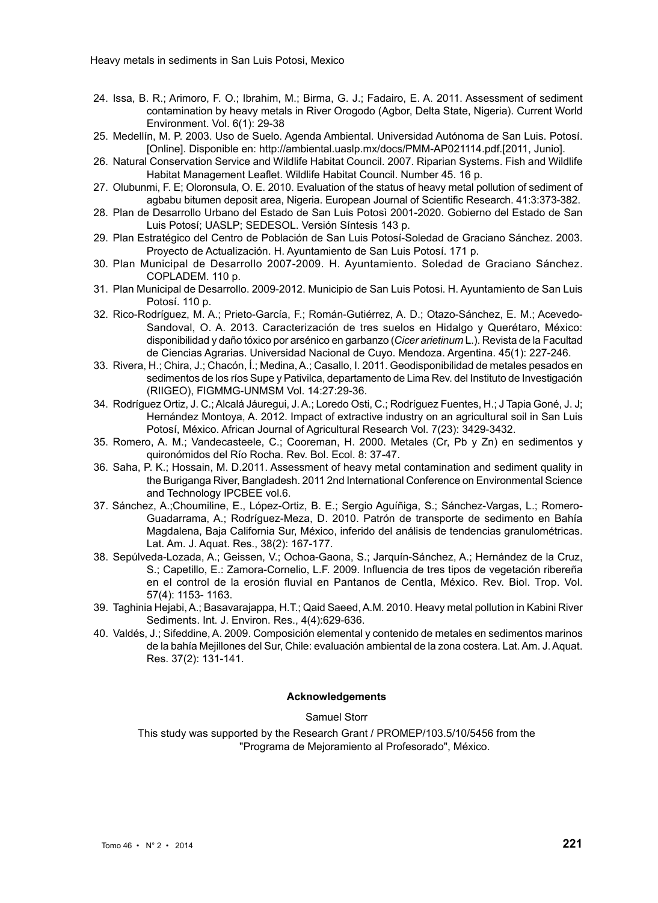24. Issa, B. R.; Arimoro, F. O.; Ibrahim, M.; Birma, G. J.; Fadairo, E. A. 2011. Assessment of sediment contamination by heavy metals in River Orogodo (Agbor, Delta State, Nigeria). Current World Environment. Vol. 6(1): 29-38
25. Medellín, M. P. 2003. Uso de Suelo. Agenda Ambiental. Universidad Autónoma de San Luis. Potosí. [Online]. Disponible en: http://ambiental.uaslp.mx/docs/PMM-AP021114.pdf.[2011, Junio].
26. Natural Conservation Service and Wildlife Habitat Council. 2007. Riparian Systems. Fish and Wildlife Habitat Management Leaflet. Wildlife Habitat Council. Number 45. 16 p.
27. Olubunmi, F. E; Oloronsula, O. E. 2010. Evaluation of the status of heavy metal pollution of sediment of agbabu bitumen deposit area, Nigeria. European Journal of Scientific Research. 41:3:373-382.
28. Plan de Desarrollo Urbano del Estado de San Luis Potosì 2001-2020. Gobierno del Estado de San Luis Potosí; UASLP; SEDESOL. Versión Síntesis 143 p.
29. Plan Estratégico del Centro de Población de San Luis Potosí-Soledad de Graciano Sánchez. 2003. Proyecto de Actualización. H. Ayuntamiento de San Luis Potosí. 171 p.
30. Plan Municipal de Desarrollo 2007-2009. H. Ayuntamiento. Soledad de Graciano Sánchez. COPLADEM. 110 p.
31. Plan Municipal de Desarrollo. 2009-2012. Municipio de San Luis Potosi. H. Ayuntamiento de San Luis Potosí. 110 p.
32. Rico-Rodríguez, M. A.; Prieto-García, F.; Román-Gutiérrez, A. D.; Otazo-Sánchez, E. M.; Acevedo-Sandoval, O. A. 2013. Caracterización de tres suelos en Hidalgo y Querétaro, México: disponibilidad y daño tóxico por arsénico en garbanzo (*Cicer arietinum* L.). Revista de la Facultad de Ciencias Agrarias. Universidad Nacional de Cuyo. Mendoza. Argentina. 45(1): 227-246.
33. Rivera, H.; Chira, J.; Chacón, Í.; Medina, A.; Casallo, I. 2011. Geodisponibilidad de metales pesados en sedimentos de los ríos Supe y Pativilca, departamento de Lima Rev. del Instituto de Investigación (RIIGEO), FIGMMG-UNMSM Vol. 14:27:29-36.
34. Rodríguez Ortiz, J. C.; Alcalá Jáuregui, J. A.; Loredo Osti, C.; Rodríguez Fuentes, H.; J Tapia Goné, J. J; Hernández Montoya, A. 2012. Impact of extractive industry on an agricultural soil in San Luis Potosí, México. African Journal of Agricultural Research Vol. 7(23): 3429-3432.
35. Romero, A. M.; Vandecasteele, C.; Cooreman, H. 2000. Metales (Cr, Pb y Zn) en sedimentos y quironómidos del Río Rocha. Rev. Bol. Ecol. 8: 37-47.
36. Saha, P. K.; Hossain, M. D.2011. Assessment of heavy metal contamination and sediment quality in the Buriganga River, Bangladesh. 2011 2nd International Conference on Environmental Science and Technology IPCBEE vol.6.
37. Sánchez, A.;Choumiline, E., López-Ortiz, B. E.; Sergio Aguíñiga, S.; Sánchez-Vargas, L.; Romero-Guadarrama, A.; Rodríguez-Meza, D. 2010. Patrón de transporte de sedimento en Bahía Magdalena, Baja California Sur, México, inferido del análisis de tendencias granulométricas. Lat. Am. J. Aquat. Res., 38(2): 167-177.
38. Sepúlveda-Lozada, A.; Geissen, V.; Ochoa-Gaona, S.; Jarquín-Sánchez, A.; Hernández de la Cruz, S.; Capetillo, E.: Zamora-Cornelio, L.F. 2009. Influencia de tres tipos de vegetación ribereña en el control de la erosión fluvial en Pantanos de Centla, México. Rev. Biol. Trop. Vol. 57(4): 1153- 1163.
39. Taghinia Hejabi, A.; Basavarajappa, H.T.; Qaid Saeed, A.M. 2010. Heavy metal pollution in Kabini River Sediments. Int. J. Environ. Res., 4(4):629-636.
40. Valdés, J.; Sifeddine, A. 2009. Composición elemental y contenido de metales en sedimentos marinos de la bahía Mejillones del Sur, Chile: evaluación ambiental de la zona costera. Lat. Am. J. Aquat. Res. 37(2): 131-141.

**Acknowledgements**

Samuel Storr

This study was supported by the Research Grant / PROMEP/103.5/10/5456 from the "Programa de Mejoramiento al Profesorado", México.